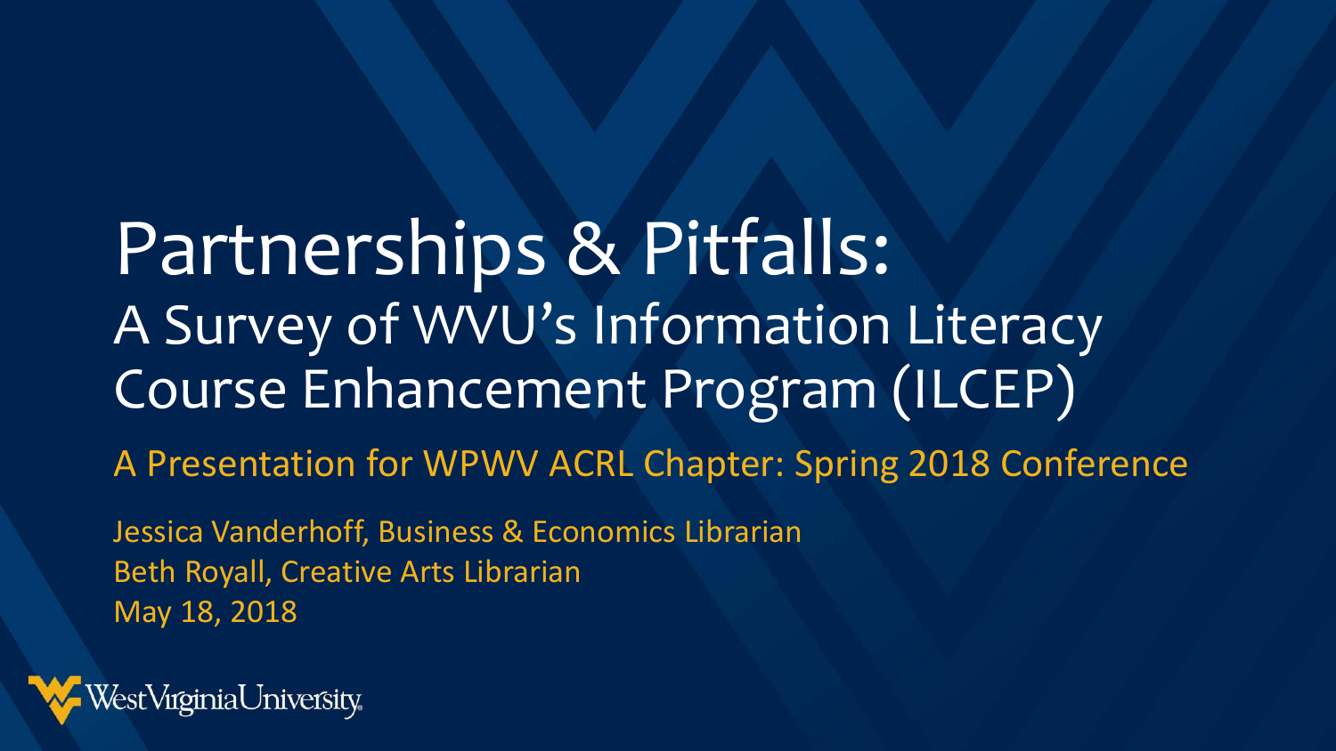# Partnerships & Pitfalls:

## A Survey of WVU's Information Literacy Course Enhancement Program (ILCEP)

A Presentation for WPWV ACRL Chapter: Spring 2018 Conference

Jessica Vanderhoff, Business & Economics Librarian
Beth Royall, Creative Arts Librarian
May 18, 2018

WestVirginiaUniversity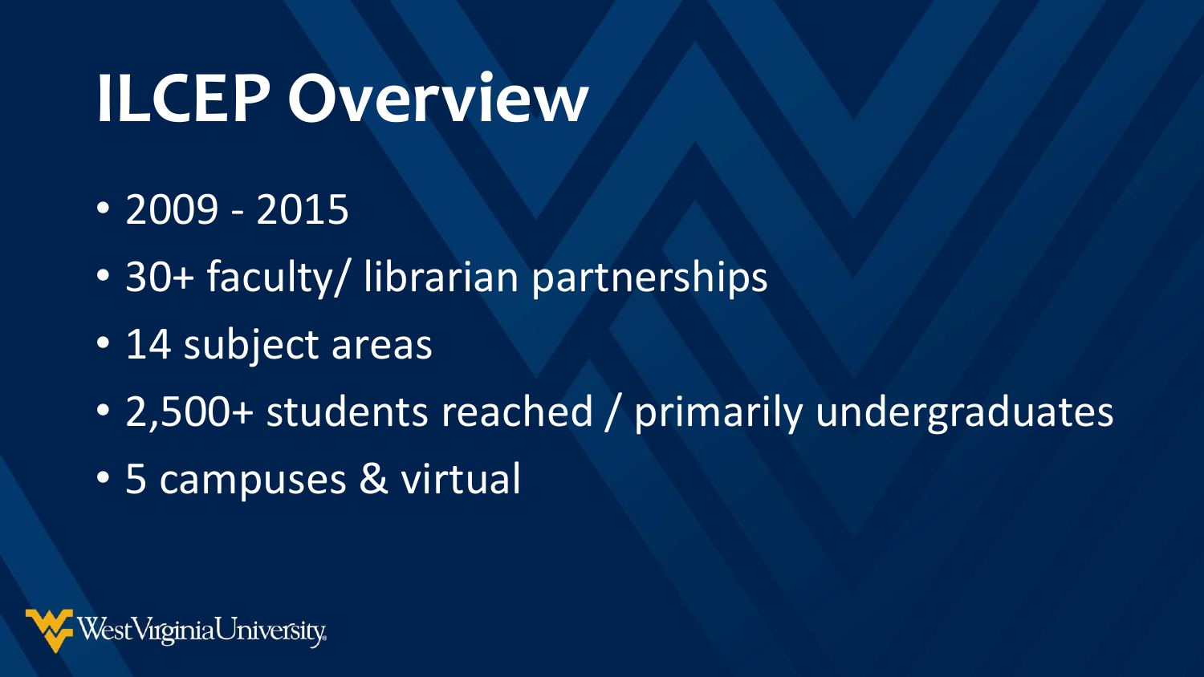# ILCEP Overview

- 2009 - 2015
- 30+ faculty/ librarian partnerships
- 14 subject areas
- 2,500+ students reached / primarily undergraduates
- 5 campuses & virtual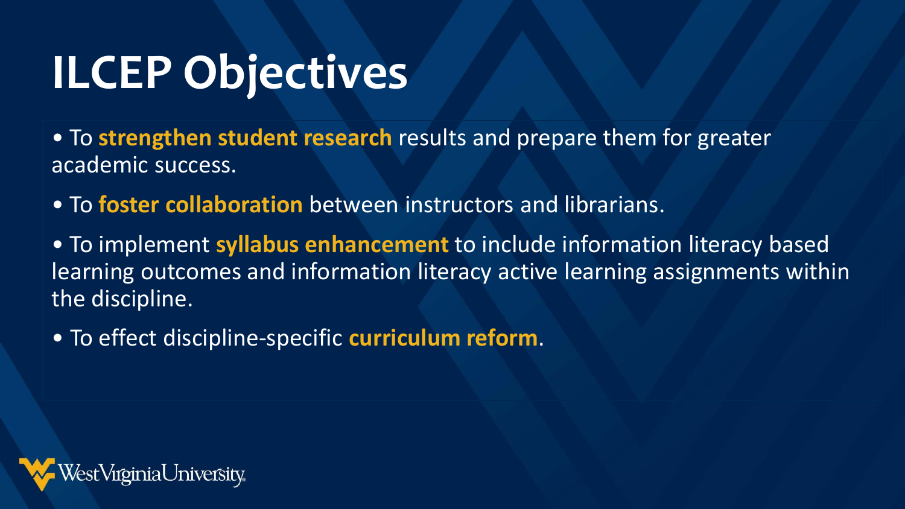# ILCEP Objectives

- To **strengthen student research** results and prepare them for greater academic success.
- To **foster collaboration** between instructors and librarians.
- To implement **syllabus enhancement** to include information literacy based learning outcomes and information literacy active learning assignments within the discipline.
- To effect discipline-specific **curriculum reform**.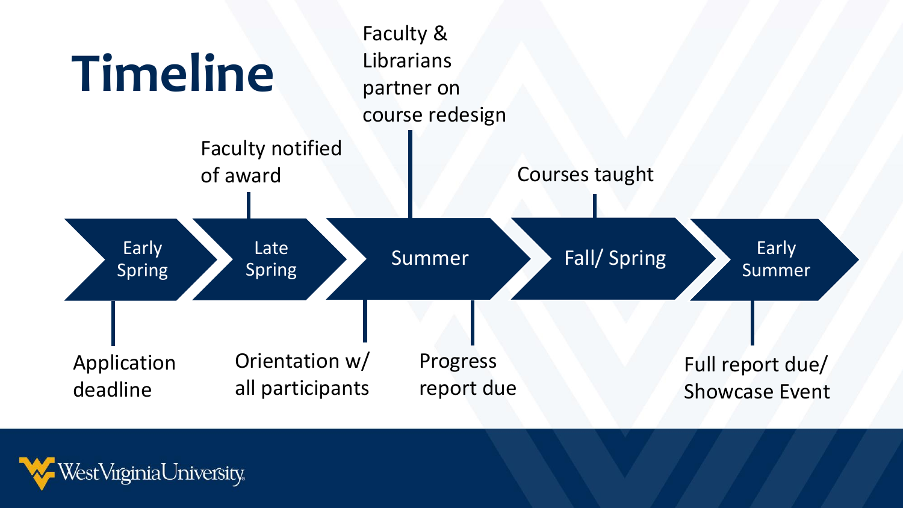# Timeline

- **Early Spring**
  - Application deadline
- **Late Spring**
  - Faculty notified of award
  - Orientation w/ all participants
- **Summer**
  - Faculty & Librarians partner on course redesign
  - Progress report due
- **Fall/ Spring**
  - Courses taught
- **Early Summer**
  - Full report due/ Showcase Event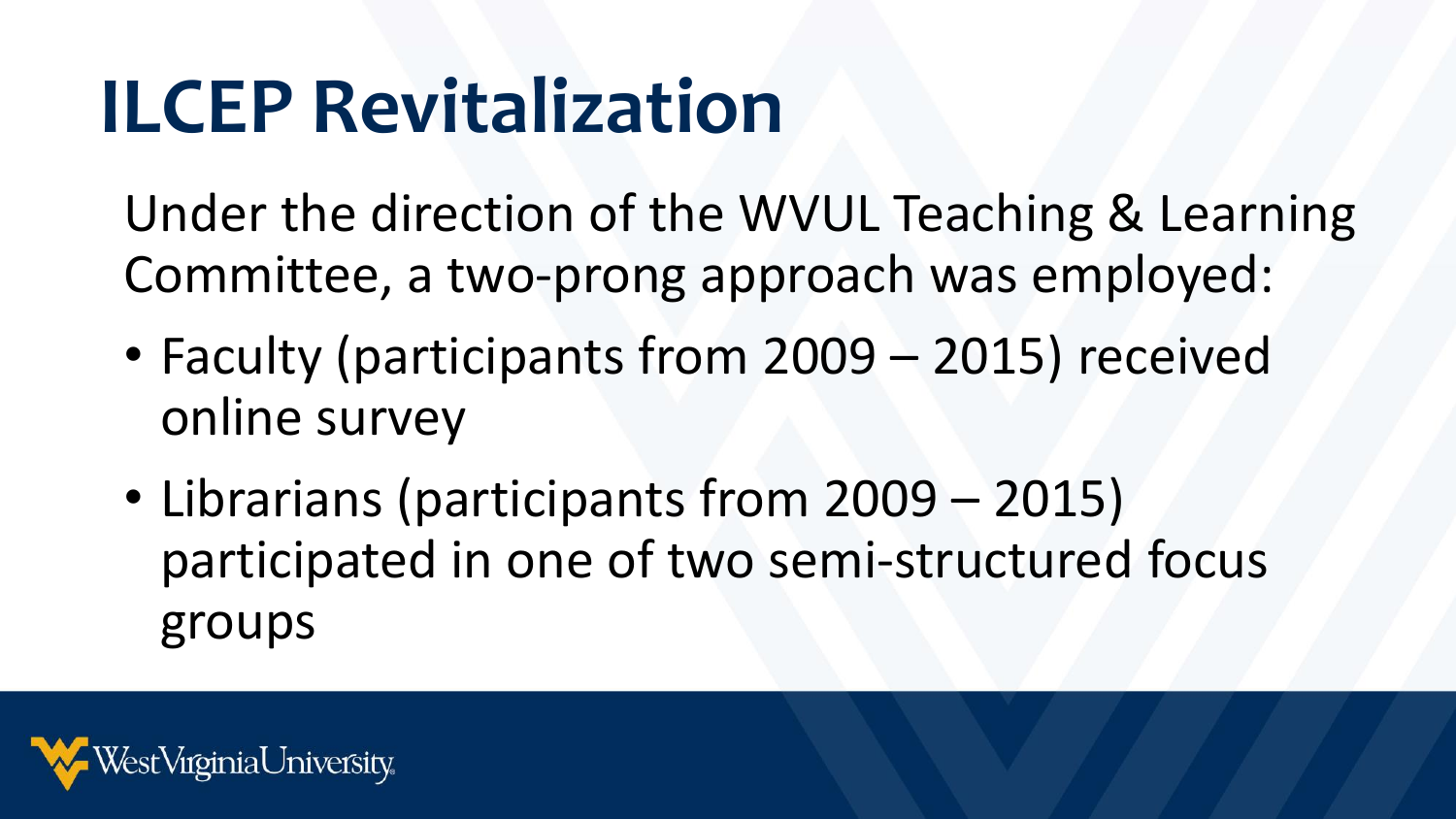# ILCEP Revitalization

Under the direction of the WVUL Teaching & Learning Committee, a two-prong approach was employed:

- Faculty (participants from 2009 – 2015) received online survey
- Librarians (participants from 2009 – 2015) participated in one of two semi-structured focus groups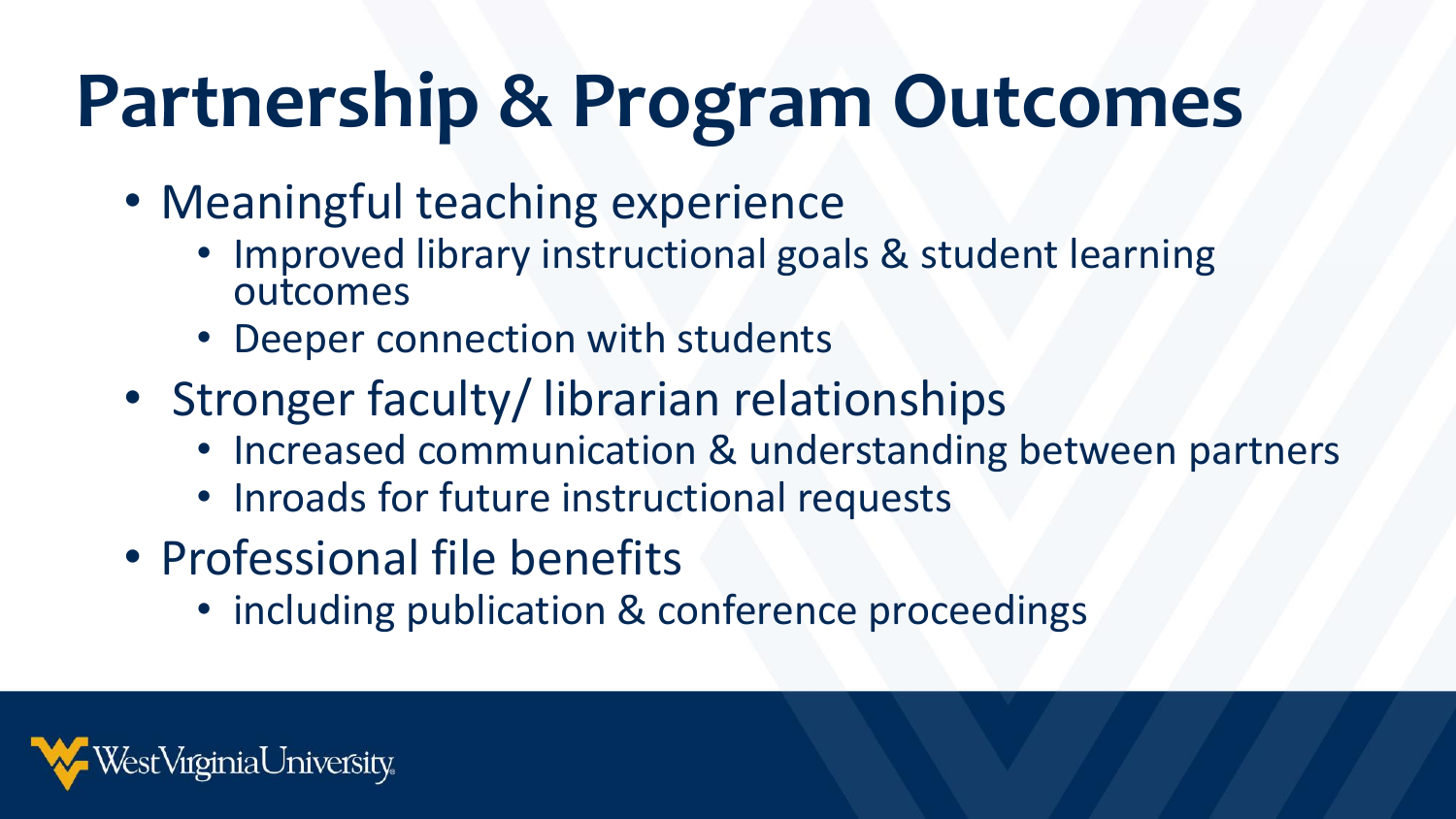# Partnership & Program Outcomes

- Meaningful teaching experience
  - Improved library instructional goals & student learning outcomes
  - Deeper connection with students
- Stronger faculty/ librarian relationships
  - Increased communication & understanding between partners
  - Inroads for future instructional requests
- Professional file benefits
  - including publication & conference proceedings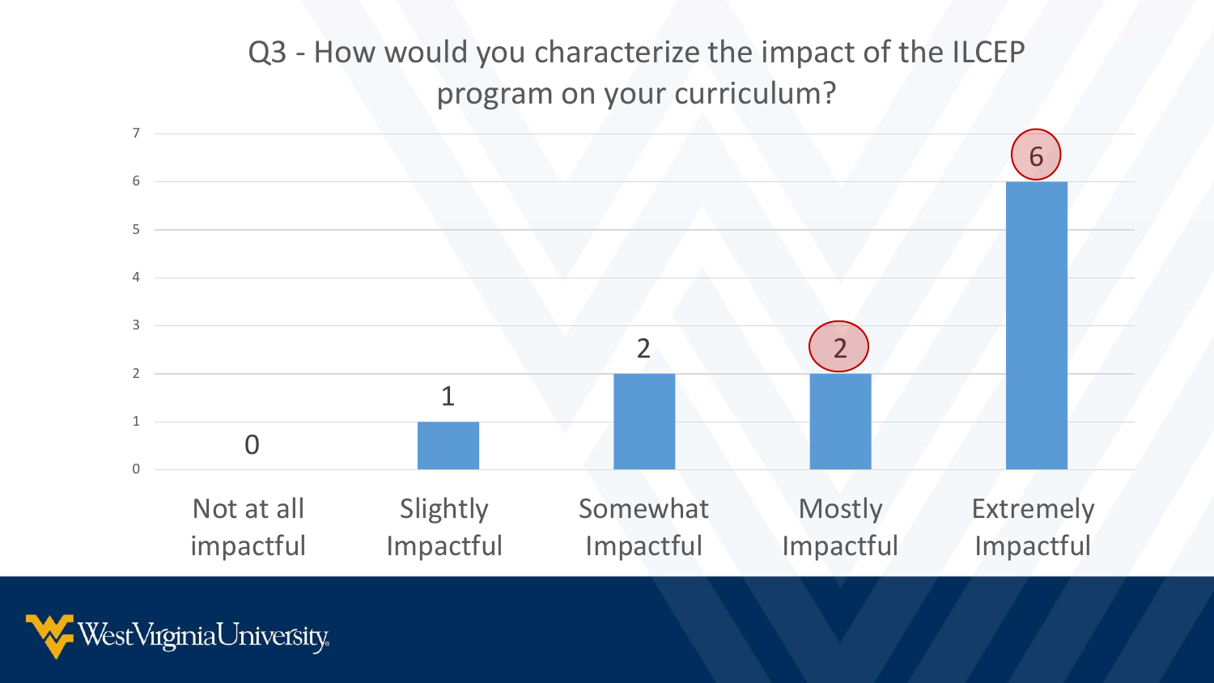# Q3 - How would you characterize the impact of the ILCEP program on your curriculum?

| Response | Count |
| --- | --- |
| Not at all impactful | 0 |
| Slightly Impactful | 1 |
| Somewhat Impactful | 2 |
| Mostly Impactful | 2 |
| Extremely Impactful | 6 |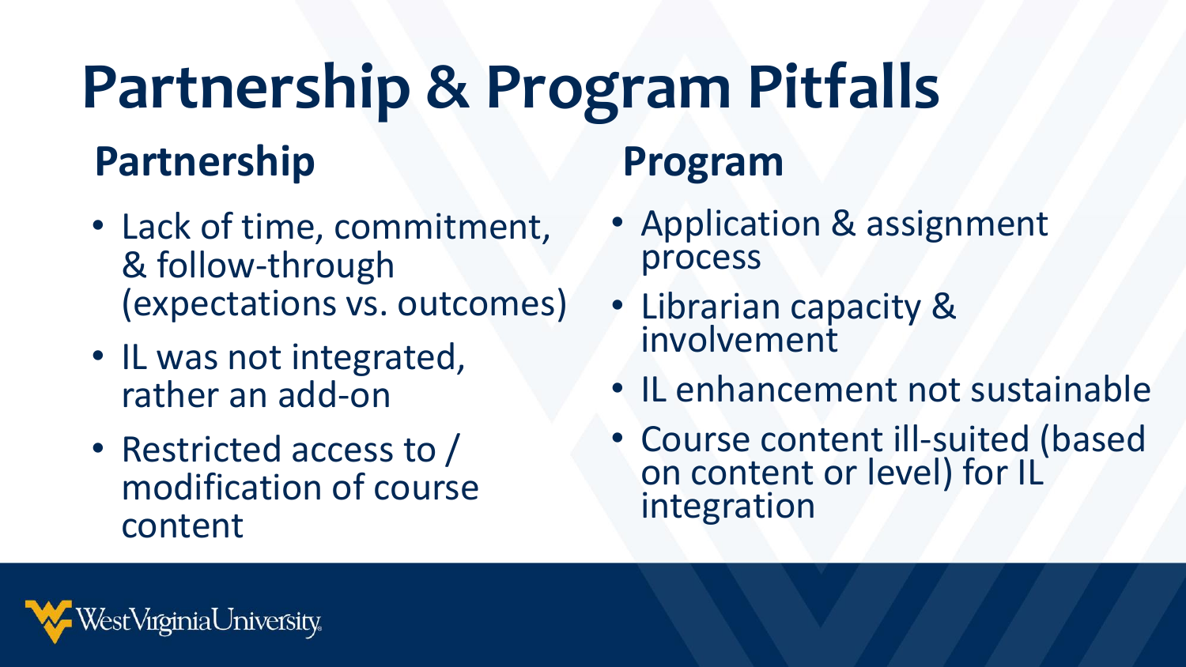# Partnership & Program Pitfalls

## Partnership

- Lack of time, commitment, & follow-through (expectations vs. outcomes)
- IL was not integrated, rather an add-on
- Restricted access to / modification of course content

## Program

- Application & assignment process
- Librarian capacity & involvement
- IL enhancement not sustainable
- Course content ill-suited (based on content or level) for IL integration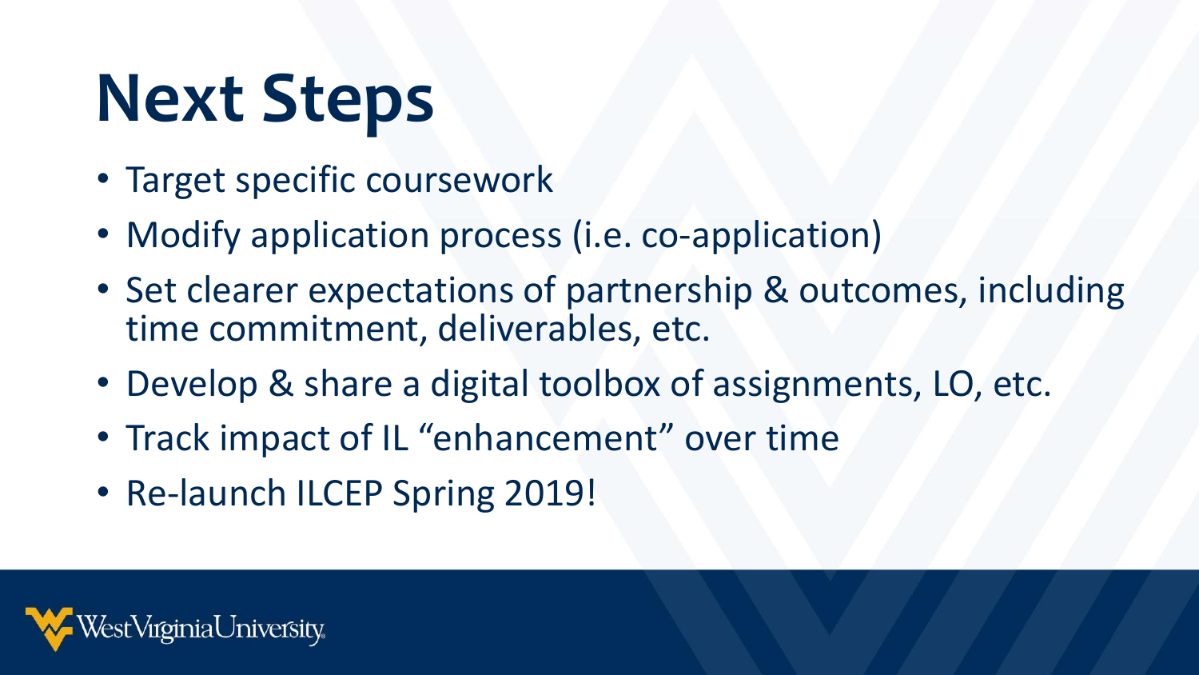# Next Steps

- Target specific coursework
- Modify application process (i.e. co-application)
- Set clearer expectations of partnership & outcomes, including time commitment, deliverables, etc.
- Develop & share a digital toolbox of assignments, LO, etc.
- Track impact of IL "enhancement" over time
- Re-launch ILCEP Spring 2019!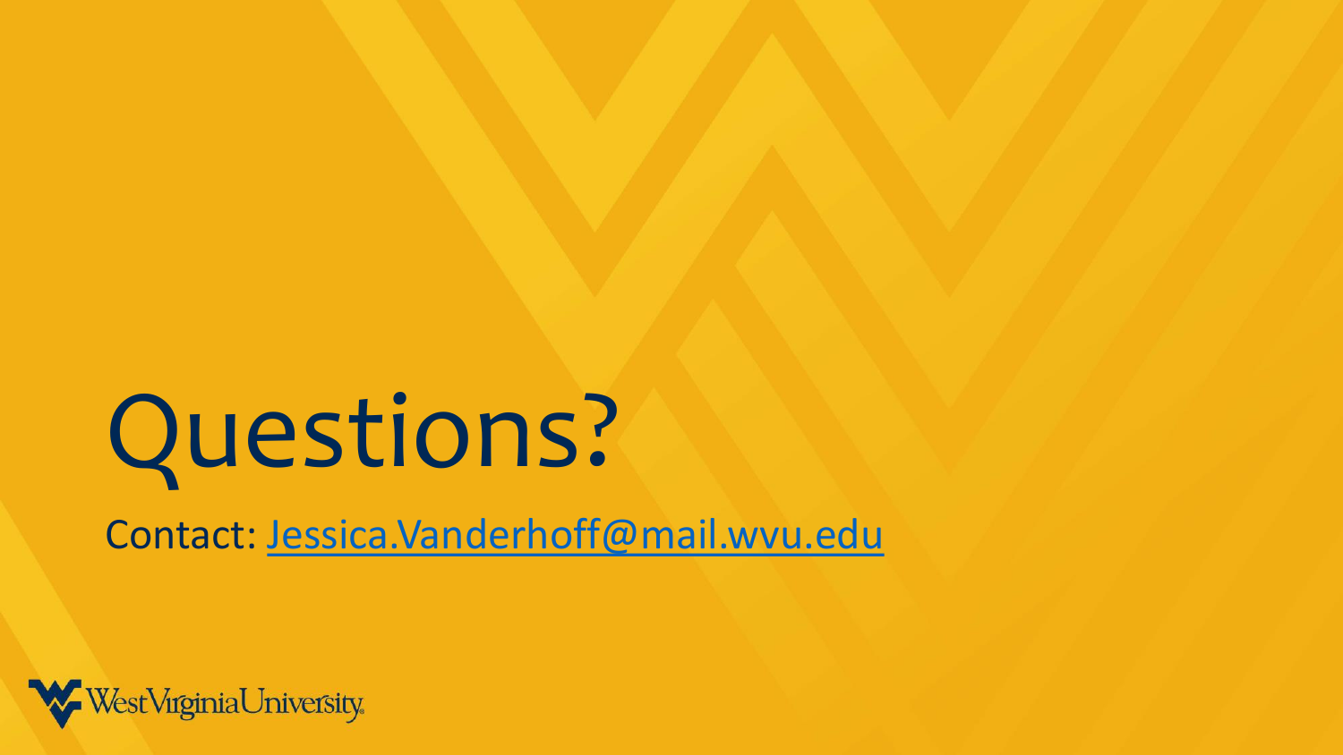# Questions?

Contact: Jessica.Vanderhoff@mail.wvu.edu

WestVirginiaUniversity.